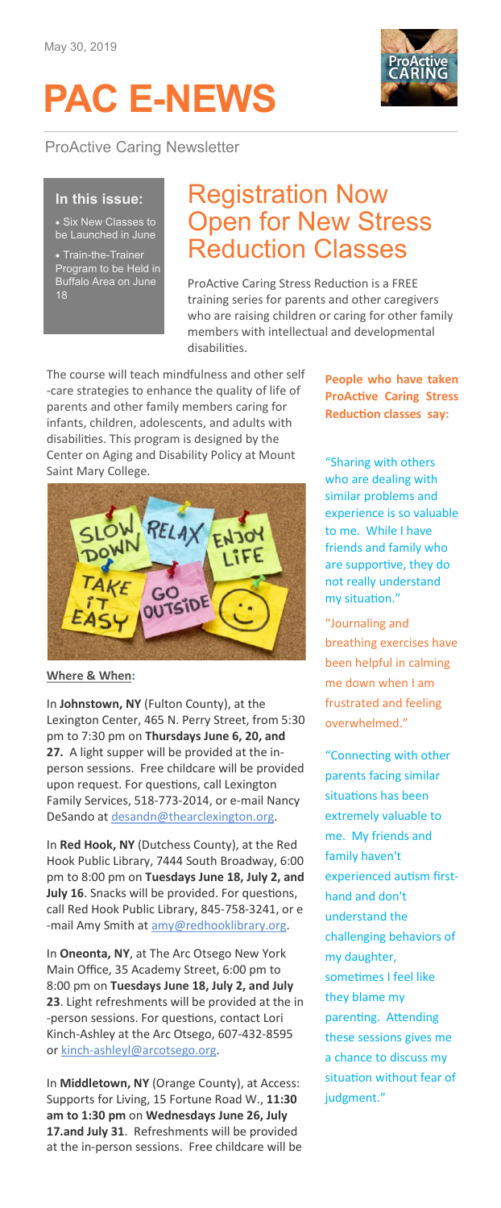May 30, 2019

# PAC E-NEWS

ProActive Caring Newsletter

**In this issue:**

- Six New Classes to be Launched in June
- Train-the-Trainer Program to be Held in Buffalo Area on June 18

## Registration Now Open for New Stress Reduction Classes

ProActive Caring Stress Reduction is a FREE training series for parents and other caregivers who are raising children or caring for other family members with intellectual and developmental disabilities.

The course will teach mindfulness and other self-care strategies to enhance the quality of life of parents and other family members caring for infants, children, adolescents, and adults with disabilities. This program is designed by the Center on Aging and Disability Policy at Mount Saint Mary College.

**Where & When:**

In **Johnstown, NY** (Fulton County), at the Lexington Center, 465 N. Perry Street, from 5:30 pm to 7:30 pm on **Thursdays June 6, 20, and 27.** A light supper will be provided at the in-person sessions. Free childcare will be provided upon request. For questions, call Lexington Family Services, 518-773-2014, or e-mail Nancy DeSando at desandn@thearclexington.org.

In **Red Hook, NY** (Dutchess County), at the Red Hook Public Library, 7444 South Broadway, 6:00 pm to 8:00 pm on **Tuesdays June 18, July 2, and July 16**. Snacks will be provided. For questions, call Red Hook Public Library, 845-758-3241, or e-mail Amy Smith at amy@redhooklibrary.org.

In **Oneonta, NY**, at The Arc Otsego New York Main Office, 35 Academy Street, 6:00 pm to 8:00 pm on **Tuesdays June 18, July 2, and July 23**. Light refreshments will be provided at the in-person sessions. For questions, contact Lori Kinch-Ashley at the Arc Otsego, 607-432-8595 or kinch-ashleyl@arcotsego.org.

In **Middletown, NY** (Orange County), at Access: Supports for Living, 15 Fortune Road W., **11:30 am to 1:30 pm** on **Wednesdays June 26, July 17.and July 31**. Refreshments will be provided at the in-person sessions. Free childcare will be

**People who have taken ProActive Caring Stress Reduction classes say:**

"Sharing with others who are dealing with similar problems and experience is so valuable to me. While I have friends and family who are supportive, they do not really understand my situation."

"Journaling and breathing exercises have been helpful in calming me down when I am frustrated and feeling overwhelmed."

"Connecting with other parents facing similar situations has been extremely valuable to me. My friends and family haven't experienced autism first-hand and don't understand the challenging behaviors of my daughter, sometimes I feel like they blame my parenting. Attending these sessions gives me a chance to discuss my situation without fear of judgment."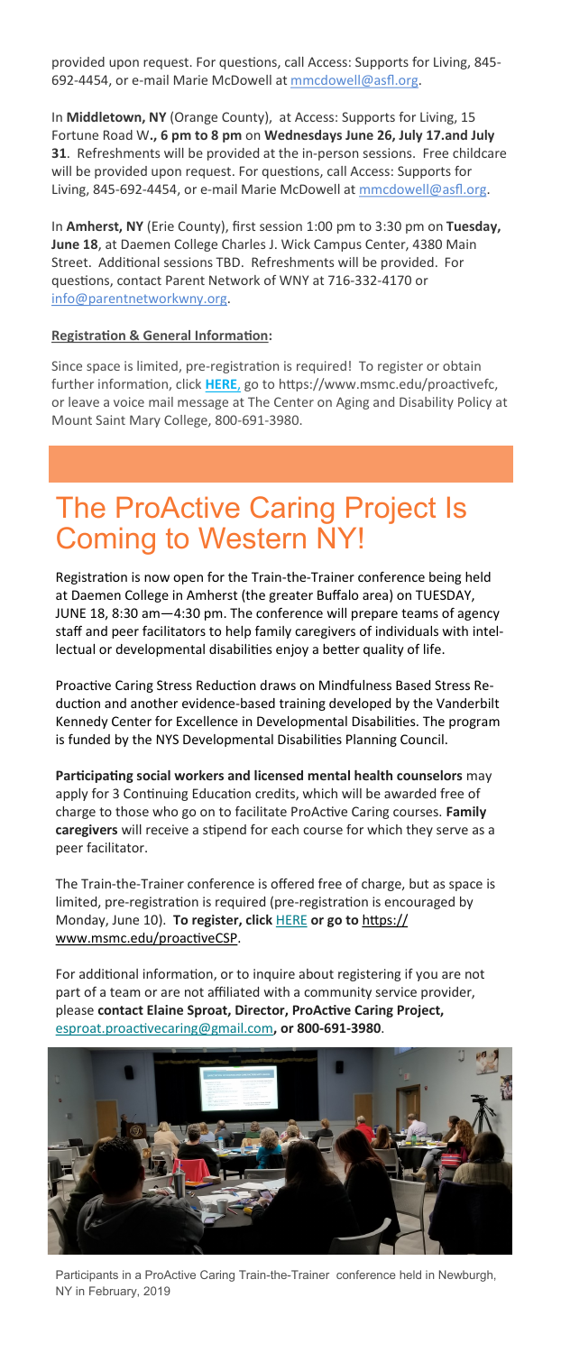provided upon request. For questions, call Access: Supports for Living, 845-692-4454, or e-mail Marie McDowell at mmcdowell@asfl.org.

In **Middletown, NY** (Orange County), at Access: Supports for Living, 15 Fortune Road W**., 6 pm to 8 pm** on **Wednesdays June 26, July 17.and July 31**. Refreshments will be provided at the in-person sessions. Free childcare will be provided upon request. For questions, call Access: Supports for Living, 845-692-4454, or e-mail Marie McDowell at mmcdowell@asfl.org.

In **Amherst, NY** (Erie County), first session 1:00 pm to 3:30 pm on **Tuesday, June 18**, at Daemen College Charles J. Wick Campus Center, 4380 Main Street. Additional sessions TBD. Refreshments will be provided. For questions, contact Parent Network of WNY at 716-332-4170 or info@parentnetworkwny.org.

**Registration & General Information:**

Since space is limited, pre-registration is required! To register or obtain further information, click **HERE**, go to https://www.msmc.edu/proactivefc, or leave a voice mail message at The Center on Aging and Disability Policy at Mount Saint Mary College, 800-691-3980.

# The ProActive Caring Project Is Coming to Western NY!

Registration is now open for the Train-the-Trainer conference being held at Daemen College in Amherst (the greater Buffalo area) on TUESDAY, JUNE 18, 8:30 am—4:30 pm. The conference will prepare teams of agency staff and peer facilitators to help family caregivers of individuals with intellectual or developmental disabilities enjoy a better quality of life.

Proactive Caring Stress Reduction draws on Mindfulness Based Stress Reduction and another evidence-based training developed by the Vanderbilt Kennedy Center for Excellence in Developmental Disabilities. The program is funded by the NYS Developmental Disabilities Planning Council.

**Participating social workers and licensed mental health counselors** may apply for 3 Continuing Education credits, which will be awarded free of charge to those who go on to facilitate ProActive Caring courses. **Family caregivers** will receive a stipend for each course for which they serve as a peer facilitator.

The Train-the-Trainer conference is offered free of charge, but as space is limited, pre-registration is required (pre-registration is encouraged by Monday, June 10). **To register, click** HERE **or go to** https://www.msmc.edu/proactiveCSP.

For additional information, or to inquire about registering if you are not part of a team or are not affiliated with a community service provider, please **contact Elaine Sproat, Director, ProActive Caring Project,** esproat.proactivecaring@gmail.com**, or 800-691-3980**.

Participants in a ProActive Caring Train-the-Trainer conference held in Newburgh, NY in February, 2019